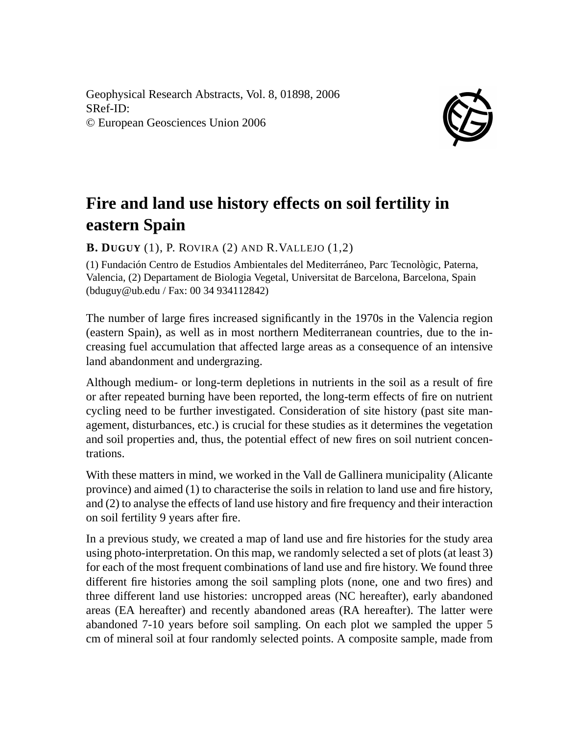# Fire and land use history effects on soil fertility in eastern Spain

**B. DUGUY** (1), P. ROVIRA (2) AND R. VALLEJO (1,2)

(1) Fundación Centro de Estudios Ambientales del Mediterráneo, Parc Tecnològic, Paterna, Valencia, (2) Departament de Biologia Vegetal, Universitat de Barcelona, Barcelona, Spain (bduguy@ub.edu / Fax: 00 34 934112842)

The number of large fires increased significantly in the 1970s in the Valencia region (eastern Spain), as well as in most northern Mediterranean countries, due to the increasing fuel accumulation that affected large areas as a consequence of an intensive land abandonment and undergrazing.

Although medium- or long-term depletions in nutrients in the soil as a result of fire or after repeated burning have been reported, the long-term effects of fire on nutrient cycling need to be further investigated. Consideration of site history (past site management, disturbances, etc.) is crucial for these studies as it determines the vegetation and soil properties and, thus, the potential effect of new fires on soil nutrient concentrations.

With these matters in mind, we worked in the Vall de Gallinera municipality (Alicante province) and aimed (1) to characterise the soils in relation to land use and fire history, and (2) to analyse the effects of land use history and fire frequency and their interaction on soil fertility 9 years after fire.

In a previous study, we created a map of land use and fire histories for the study area using photo-interpretation. On this map, we randomly selected a set of plots (at least 3) for each of the most frequent combinations of land use and fire history. We found three different fire histories among the soil sampling plots (none, one and two fires) and three different land use histories: uncropped areas (NC hereafter), early abandoned areas (EA hereafter) and recently abandoned areas (RA hereafter). The latter were abandoned 7-10 years before soil sampling. On each plot we sampled the upper 5 cm of mineral soil at four randomly selected points. A composite sample, made from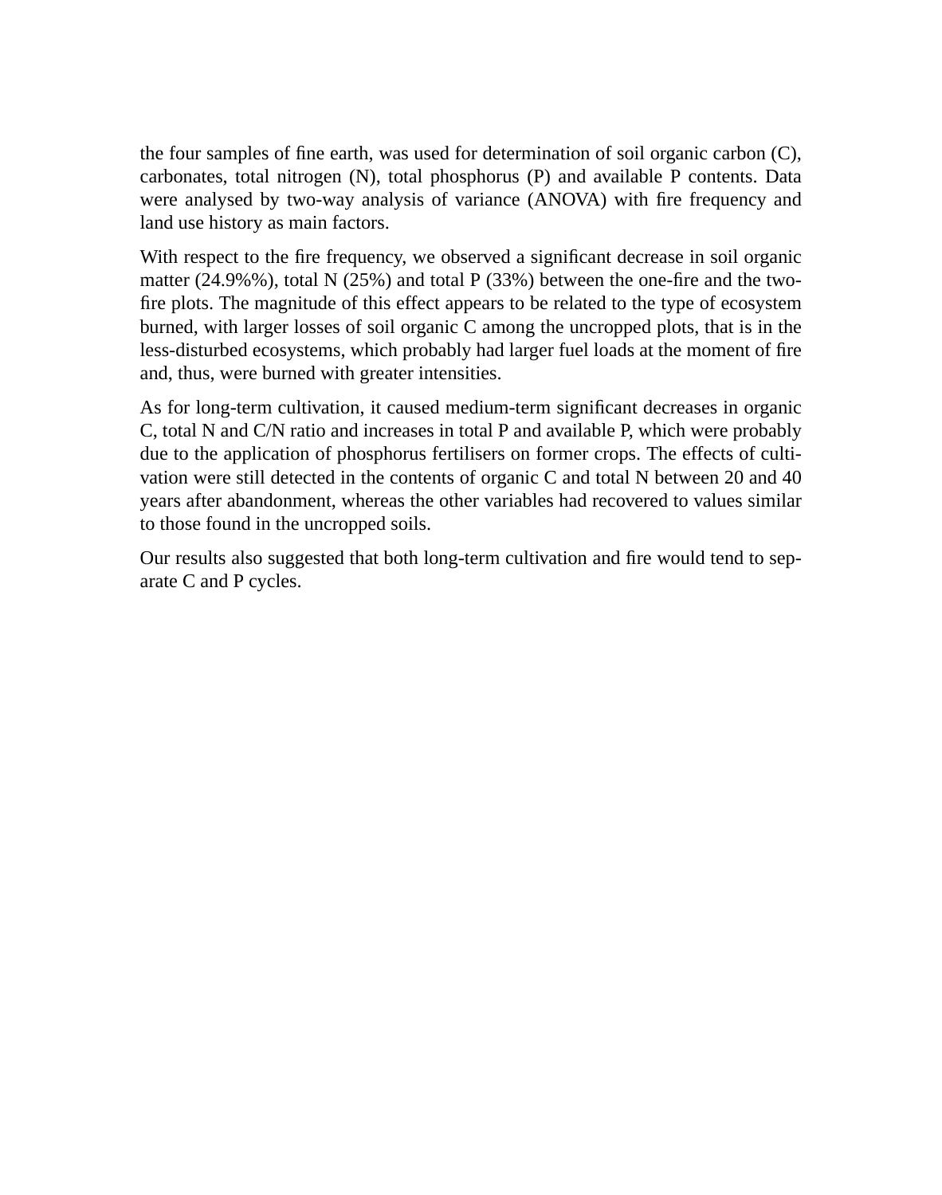the four samples of fine earth, was used for determination of soil organic carbon (C), carbonates, total nitrogen (N), total phosphorus (P) and available P contents. Data were analysed by two-way analysis of variance (ANOVA) with fire frequency and land use history as main factors.

With respect to the fire frequency, we observed a significant decrease in soil organic matter (24.9%%), total N (25%) and total P (33%) between the one-fire and the two-fire plots. The magnitude of this effect appears to be related to the type of ecosystem burned, with larger losses of soil organic C among the uncropped plots, that is in the less-disturbed ecosystems, which probably had larger fuel loads at the moment of fire and, thus, were burned with greater intensities.

As for long-term cultivation, it caused medium-term significant decreases in organic C, total N and C/N ratio and increases in total P and available P, which were probably due to the application of phosphorus fertilisers on former crops. The effects of cultivation were still detected in the contents of organic C and total N between 20 and 40 years after abandonment, whereas the other variables had recovered to values similar to those found in the uncropped soils.

Our results also suggested that both long-term cultivation and fire would tend to separate C and P cycles.